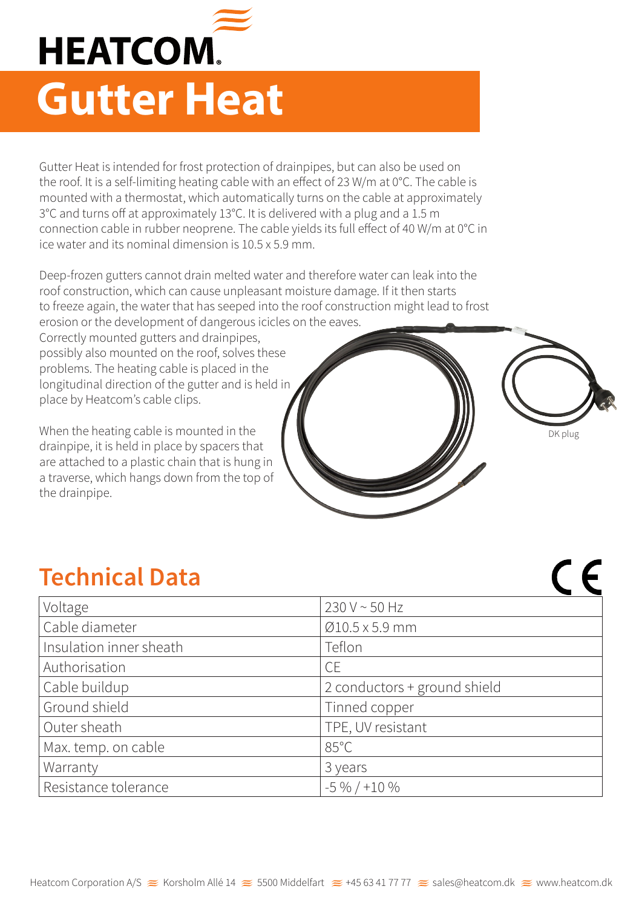# HEATCOM

# Gutter Heat

Gutter Heat is intended for frost protection of drainpipes, but can also be used on the roof. It is a self-limiting heating cable with an effect of 23 W/m at 0°C. The cable is mounted with a thermostat, which automatically turns on the cable at approximately 3°C and turns off at approximately 13°C. It is delivered with a plug and a 1.5 m connection cable in rubber neoprene. The cable yields its full effect of 40 W/m at 0°C in ice water and its nominal dimension is 10.5 x 5.9 mm.

Deep-frozen gutters cannot drain melted water and therefore water can leak into the roof construction, which can cause unpleasant moisture damage. If it then starts to freeze again, the water that has seeped into the roof construction might lead to frost erosion or the development of dangerous icicles on the eaves. Correctly mounted gutters and drainpipes, possibly also mounted on the roof, solves these problems. The heating cable is placed in the longitudinal direction of the gutter and is held in place by Heatcom's cable clips.

When the heating cable is mounted in the drainpipe, it is held in place by spacers that are attached to a plastic chain that is hung in a traverse, which hangs down from the top of the drainpipe.

DK plug

## Technical Data

CE

| | |
|---|---|
| Voltage | 230 V ~ 50 Hz |
| Cable diameter | Ø10.5 x 5.9 mm |
| Insulation inner sheath | Teflon |
| Authorisation | CE |
| Cable buildup | 2 conductors + ground shield |
| Ground shield | Tinned copper |
| Outer sheath | TPE, UV resistant |
| Max. temp. on cable | 85°C |
| Warranty | 3 years |
| Resistance tolerance | -5 % / +10 % |

Heatcom Corporation A/S ≋ Korsholm Allé 14 ≋ 5500 Middelfart ≋ +45 63 41 77 77 ≋ sales@heatcom.dk ≋ www.heatcom.dk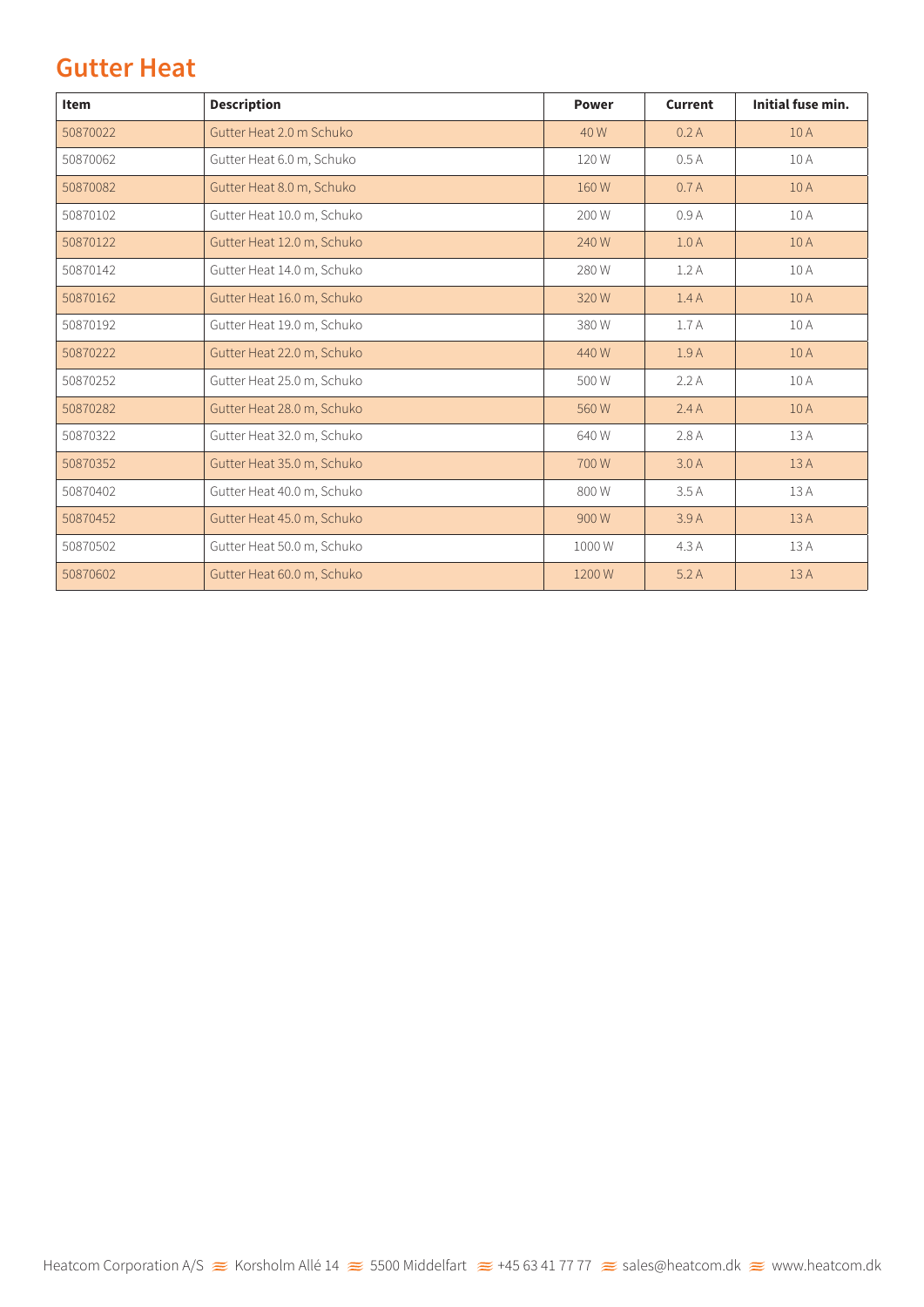## Gutter Heat

| Item | Description | Power | Current | Initial fuse min. |
|---|---|---|---|---|
| 50870022 | Gutter Heat 2.0 m Schuko | 40 W | 0.2 A | 10 A |
| 50870062 | Gutter Heat 6.0 m, Schuko | 120 W | 0.5 A | 10 A |
| 50870082 | Gutter Heat 8.0 m, Schuko | 160 W | 0.7 A | 10 A |
| 50870102 | Gutter Heat 10.0 m, Schuko | 200 W | 0.9 A | 10 A |
| 50870122 | Gutter Heat 12.0 m, Schuko | 240 W | 1.0 A | 10 A |
| 50870142 | Gutter Heat 14.0 m, Schuko | 280 W | 1.2 A | 10 A |
| 50870162 | Gutter Heat 16.0 m, Schuko | 320 W | 1.4 A | 10 A |
| 50870192 | Gutter Heat 19.0 m, Schuko | 380 W | 1.7 A | 10 A |
| 50870222 | Gutter Heat 22.0 m, Schuko | 440 W | 1.9 A | 10 A |
| 50870252 | Gutter Heat 25.0 m, Schuko | 500 W | 2.2 A | 10 A |
| 50870282 | Gutter Heat 28.0 m, Schuko | 560 W | 2.4 A | 10 A |
| 50870322 | Gutter Heat 32.0 m, Schuko | 640 W | 2.8 A | 13 A |
| 50870352 | Gutter Heat 35.0 m, Schuko | 700 W | 3.0 A | 13 A |
| 50870402 | Gutter Heat 40.0 m, Schuko | 800 W | 3.5 A | 13 A |
| 50870452 | Gutter Heat 45.0 m, Schuko | 900 W | 3.9 A | 13 A |
| 50870502 | Gutter Heat 50.0 m, Schuko | 1000 W | 4.3 A | 13 A |
| 50870602 | Gutter Heat 60.0 m, Schuko | 1200 W | 5.2 A | 13 A |

Heatcom Corporation A/S ≋ Korsholm Allé 14 ≋ 5500 Middelfart ≋ +45 63 41 77 77 ≋ sales@heatcom.dk ≋ www.heatcom.dk